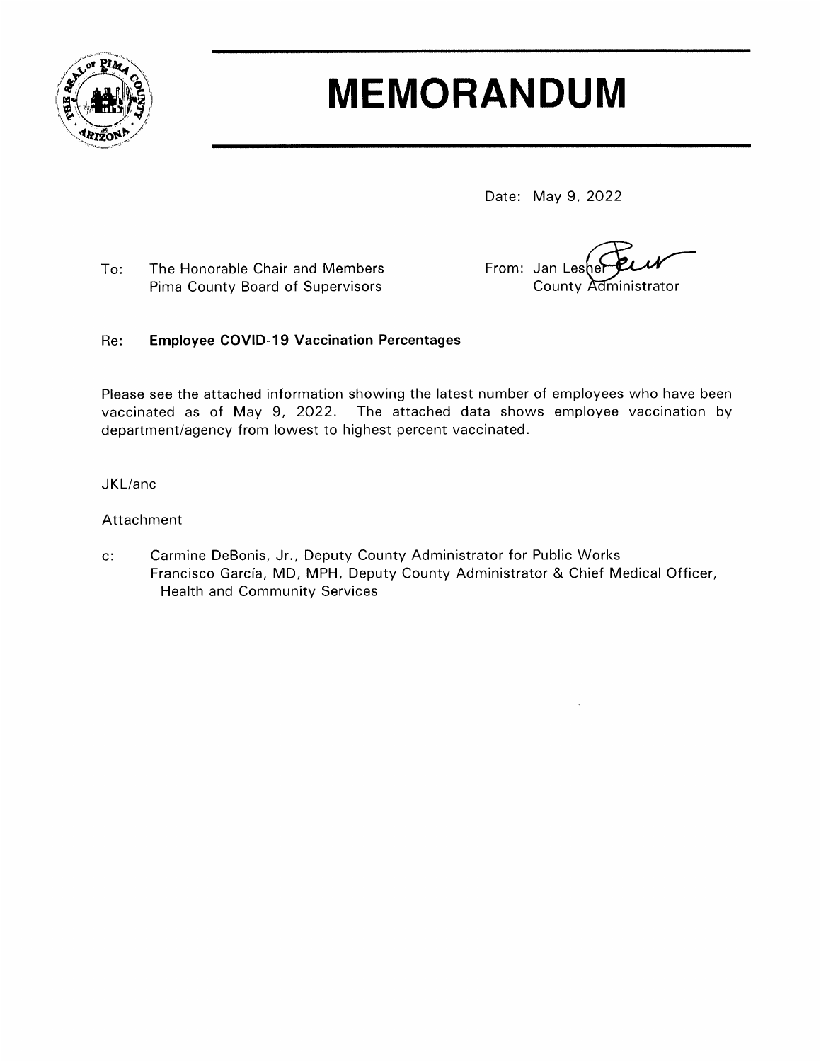# MEMORANDUM

Date: May 9, 2022

To: The Honorable Chair and Members
Pima County Board of Supervisors

From: Jan Lesher
County Administrator

Re: **Employee COVID-19 Vaccination Percentages**

Please see the attached information showing the latest number of employees who have been vaccinated as of May 9, 2022. The attached data shows employee vaccination by department/agency from lowest to highest percent vaccinated.

JKL/anc

Attachment

c: Carmine DeBonis, Jr., Deputy County Administrator for Public Works
Francisco García, MD, MPH, Deputy County Administrator & Chief Medical Officer, Health and Community Services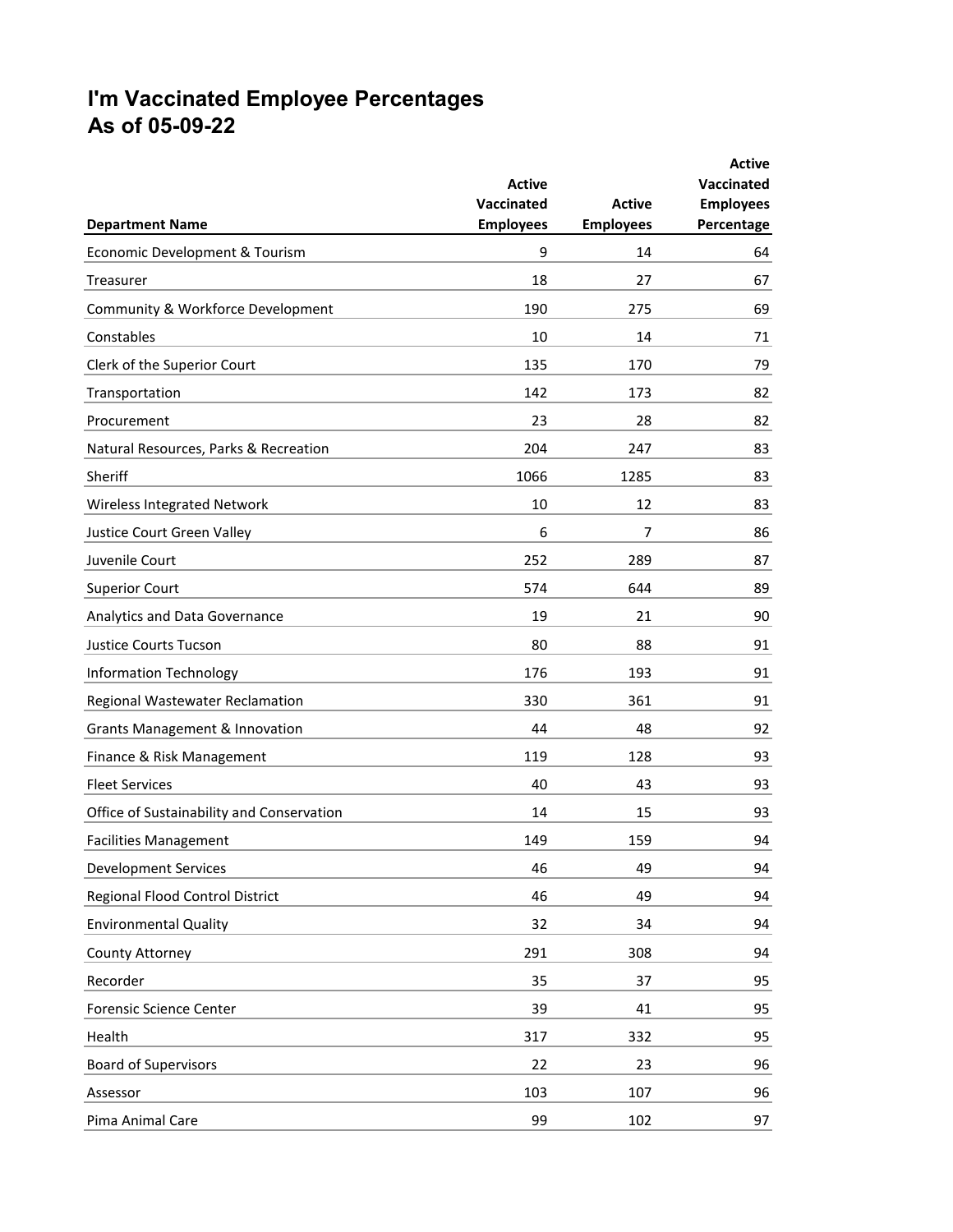# I'm Vaccinated Employee Percentages
# As of 05-09-22

| Department Name | Active Vaccinated Employees | Active Employees | Active Vaccinated Employees Percentage |
|---|---|---|---|
| Economic Development & Tourism | 9 | 14 | 64 |
| Treasurer | 18 | 27 | 67 |
| Community & Workforce Development | 190 | 275 | 69 |
| Constables | 10 | 14 | 71 |
| Clerk of the Superior Court | 135 | 170 | 79 |
| Transportation | 142 | 173 | 82 |
| Procurement | 23 | 28 | 82 |
| Natural Resources, Parks & Recreation | 204 | 247 | 83 |
| Sheriff | 1066 | 1285 | 83 |
| Wireless Integrated Network | 10 | 12 | 83 |
| Justice Court Green Valley | 6 | 7 | 86 |
| Juvenile Court | 252 | 289 | 87 |
| Superior Court | 574 | 644 | 89 |
| Analytics and Data Governance | 19 | 21 | 90 |
| Justice Courts Tucson | 80 | 88 | 91 |
| Information Technology | 176 | 193 | 91 |
| Regional Wastewater Reclamation | 330 | 361 | 91 |
| Grants Management & Innovation | 44 | 48 | 92 |
| Finance & Risk Management | 119 | 128 | 93 |
| Fleet Services | 40 | 43 | 93 |
| Office of Sustainability and Conservation | 14 | 15 | 93 |
| Facilities Management | 149 | 159 | 94 |
| Development Services | 46 | 49 | 94 |
| Regional Flood Control District | 46 | 49 | 94 |
| Environmental Quality | 32 | 34 | 94 |
| County Attorney | 291 | 308 | 94 |
| Recorder | 35 | 37 | 95 |
| Forensic Science Center | 39 | 41 | 95 |
| Health | 317 | 332 | 95 |
| Board of Supervisors | 22 | 23 | 96 |
| Assessor | 103 | 107 | 96 |
| Pima Animal Care | 99 | 102 | 97 |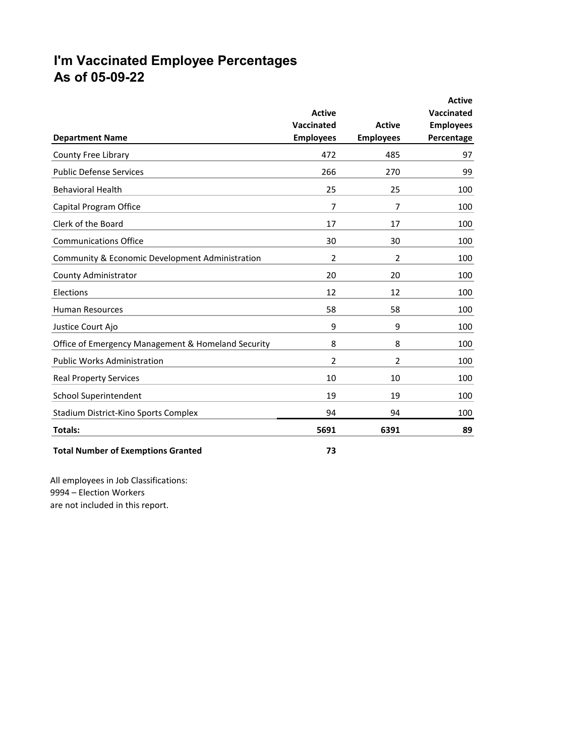# I'm Vaccinated Employee Percentages
# As of 05-09-22

| Department Name | Active Vaccinated Employees | Active Employees | Active Vaccinated Employees Percentage |
|---|---|---|---|
| County Free Library | 472 | 485 | 97 |
| Public Defense Services | 266 | 270 | 99 |
| Behavioral Health | 25 | 25 | 100 |
| Capital Program Office | 7 | 7 | 100 |
| Clerk of the Board | 17 | 17 | 100 |
| Communications Office | 30 | 30 | 100 |
| Community & Economic Development Administration | 2 | 2 | 100 |
| County Administrator | 20 | 20 | 100 |
| Elections | 12 | 12 | 100 |
| Human Resources | 58 | 58 | 100 |
| Justice Court Ajo | 9 | 9 | 100 |
| Office of Emergency Management & Homeland Security | 8 | 8 | 100 |
| Public Works Administration | 2 | 2 | 100 |
| Real Property Services | 10 | 10 | 100 |
| School Superintendent | 19 | 19 | 100 |
| Stadium District-Kino Sports Complex | 94 | 94 | 100 |
| **Totals:** | **5691** | **6391** | **89** |

**Total Number of Exemptions Granted** **73**

All employees in Job Classifications:
9994 – Election Workers
are not included in this report.